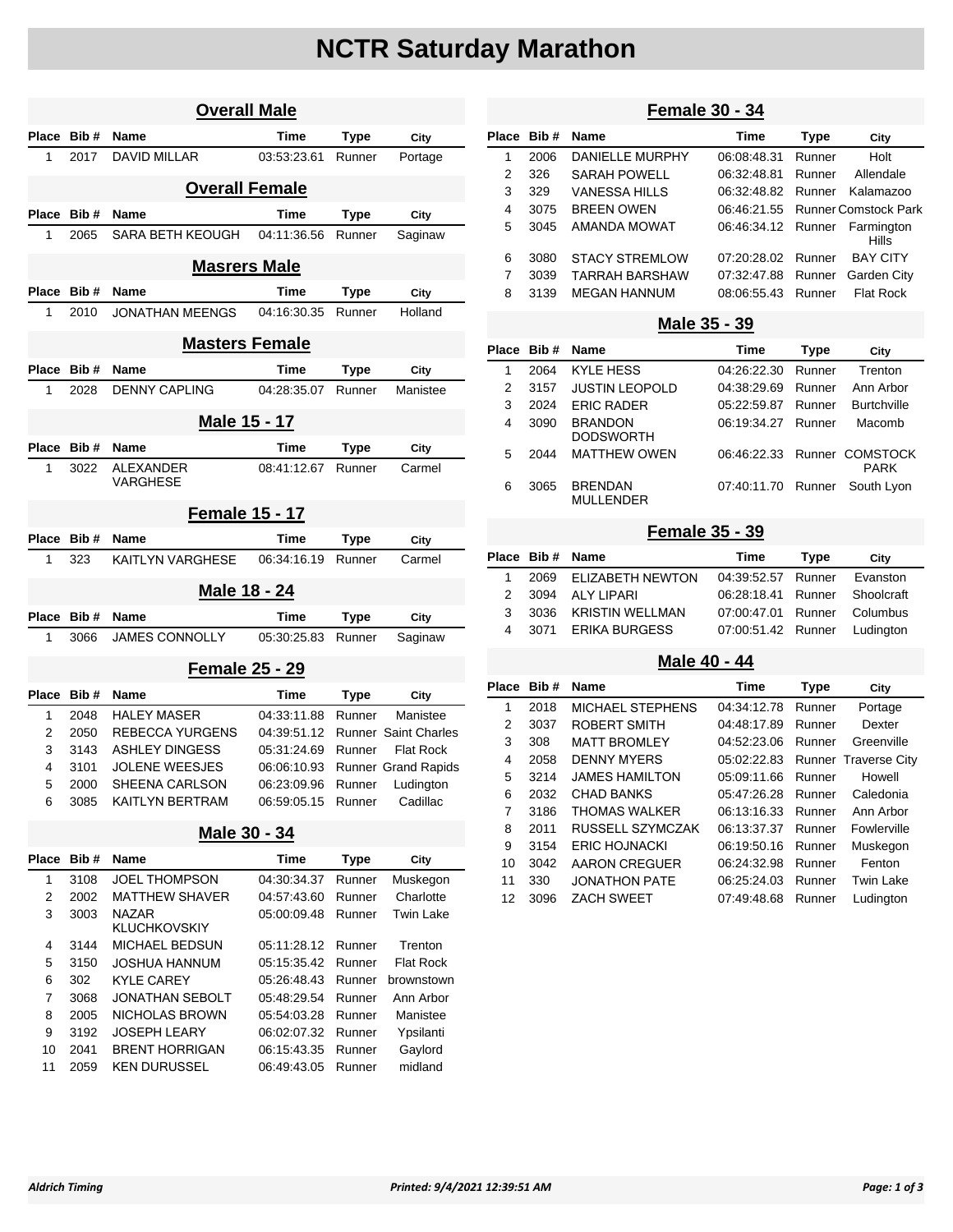# NCTR Saturday Marathon

## Overall Male

| Place | Bib # | Name | Time | Type | City |
|---|---|---|---|---|---|
| 1 | 2017 | DAVID MILLAR | 03:53:23.61 | Runner | Portage |

## Overall Female

| Place | Bib # | Name | Time | Type | City |
|---|---|---|---|---|---|
| 1 | 2065 | SARA BETH KEOUGH | 04:11:36.56 | Runner | Saginaw |

## Masrers Male

| Place | Bib # | Name | Time | Type | City |
|---|---|---|---|---|---|
| 1 | 2010 | JONATHAN MEENGS | 04:16:30.35 | Runner | Holland |

## Masters Female

| Place | Bib # | Name | Time | Type | City |
|---|---|---|---|---|---|
| 1 | 2028 | DENNY CAPLING | 04:28:35.07 | Runner | Manistee |

## Male 15 - 17

| Place | Bib # | Name | Time | Type | City |
|---|---|---|---|---|---|
| 1 | 3022 | ALEXANDER VARGHESE | 08:41:12.67 | Runner | Carmel |

## Female 15 - 17

| Place | Bib # | Name | Time | Type | City |
|---|---|---|---|---|---|
| 1 | 323 | KAITLYN VARGHESE | 06:34:16.19 | Runner | Carmel |

## Male 18 - 24

| Place | Bib # | Name | Time | Type | City |
|---|---|---|---|---|---|
| 1 | 3066 | JAMES CONNOLLY | 05:30:25.83 | Runner | Saginaw |

## Female 25 - 29

| Place | Bib # | Name | Time | Type | City |
|---|---|---|---|---|---|
| 1 | 2048 | HALEY MASER | 04:33:11.88 | Runner | Manistee |
| 2 | 2050 | REBECCA YURGENS | 04:39:51.12 | Runner | Saint Charles |
| 3 | 3143 | ASHLEY DINGESS | 05:31:24.69 | Runner | Flat Rock |
| 4 | 3101 | JOLENE WEESJES | 06:06:10.93 | Runner | Grand Rapids |
| 5 | 2000 | SHEENA CARLSON | 06:23:09.96 | Runner | Ludington |
| 6 | 3085 | KAITLYN BERTRAM | 06:59:05.15 | Runner | Cadillac |

## Male 30 - 34

| Place | Bib # | Name | Time | Type | City |
|---|---|---|---|---|---|
| 1 | 3108 | JOEL THOMPSON | 04:30:34.37 | Runner | Muskegon |
| 2 | 2002 | MATTHEW SHAVER | 04:57:43.60 | Runner | Charlotte |
| 3 | 3003 | NAZAR KLUCHKOVSKIY | 05:00:09.48 | Runner | Twin Lake |
| 4 | 3144 | MICHAEL BEDSUN | 05:11:28.12 | Runner | Trenton |
| 5 | 3150 | JOSHUA HANNUM | 05:15:35.42 | Runner | Flat Rock |
| 6 | 302 | KYLE CAREY | 05:26:48.43 | Runner | brownstown |
| 7 | 3068 | JONATHAN SEBOLT | 05:48:29.54 | Runner | Ann Arbor |
| 8 | 2005 | NICHOLAS BROWN | 05:54:03.28 | Runner | Manistee |
| 9 | 3192 | JOSEPH LEARY | 06:02:07.32 | Runner | Ypsilanti |
| 10 | 2041 | BRENT HORRIGAN | 06:15:43.35 | Runner | Gaylord |
| 11 | 2059 | KEN DURUSSEL | 06:49:43.05 | Runner | midland |

## Female 30 - 34

| Place | Bib # | Name | Time | Type | City |
|---|---|---|---|---|---|
| 1 | 2006 | DANIELLE MURPHY | 06:08:48.31 | Runner | Holt |
| 2 | 326 | SARAH POWELL | 06:32:48.81 | Runner | Allendale |
| 3 | 329 | VANESSA HILLS | 06:32:48.82 | Runner | Kalamazoo |
| 4 | 3075 | BREEN OWEN | 06:46:21.55 | Runner | Comstock Park |
| 5 | 3045 | AMANDA MOWAT | 06:46:34.12 | Runner | Farmington Hills |
| 6 | 3080 | STACY STREMLOW | 07:20:28.02 | Runner | BAY CITY |
| 7 | 3039 | TARRAH BARSHAW | 07:32:47.88 | Runner | Garden City |
| 8 | 3139 | MEGAN HANNUM | 08:06:55.43 | Runner | Flat Rock |

## Male 35 - 39

| Place | Bib # | Name | Time | Type | City |
|---|---|---|---|---|---|
| 1 | 2064 | KYLE HESS | 04:26:22.30 | Runner | Trenton |
| 2 | 3157 | JUSTIN LEOPOLD | 04:38:29.69 | Runner | Ann Arbor |
| 3 | 2024 | ERIC RADER | 05:22:59.87 | Runner | Burtchville |
| 4 | 3090 | BRANDON DODSWORTH | 06:19:34.27 | Runner | Macomb |
| 5 | 2044 | MATTHEW OWEN | 06:46:22.33 | Runner | COMSTOCK PARK |
| 6 | 3065 | BRENDAN MULLENDER | 07:40:11.70 | Runner | South Lyon |

## Female 35 - 39

| Place | Bib # | Name | Time | Type | City |
|---|---|---|---|---|---|
| 1 | 2069 | ELIZABETH NEWTON | 04:39:52.57 | Runner | Evanston |
| 2 | 3094 | ALY LIPARI | 06:28:18.41 | Runner | Shoolcraft |
| 3 | 3036 | KRISTIN WELLMAN | 07:00:47.01 | Runner | Columbus |
| 4 | 3071 | ERIKA BURGESS | 07:00:51.42 | Runner | Ludington |

## Male 40 - 44

| Place | Bib # | Name | Time | Type | City |
|---|---|---|---|---|---|
| 1 | 2018 | MICHAEL STEPHENS | 04:34:12.78 | Runner | Portage |
| 2 | 3037 | ROBERT SMITH | 04:48:17.89 | Runner | Dexter |
| 3 | 308 | MATT BROMLEY | 04:52:23.06 | Runner | Greenville |
| 4 | 2058 | DENNY MYERS | 05:02:22.83 | Runner | Traverse City |
| 5 | 3214 | JAMES HAMILTON | 05:09:11.66 | Runner | Howell |
| 6 | 2032 | CHAD BANKS | 05:47:26.28 | Runner | Caledonia |
| 7 | 3186 | THOMAS WALKER | 06:13:16.33 | Runner | Ann Arbor |
| 8 | 2011 | RUSSELL SZYMCZAK | 06:13:37.37 | Runner | Fowlerville |
| 9 | 3154 | ERIC HOJNACKI | 06:19:50.16 | Runner | Muskegon |
| 10 | 3042 | AARON CREGUER | 06:24:32.98 | Runner | Fenton |
| 11 | 330 | JONATHON PATE | 06:25:24.03 | Runner | Twin Lake |
| 12 | 3096 | ZACH SWEET | 07:49:48.68 | Runner | Ludington |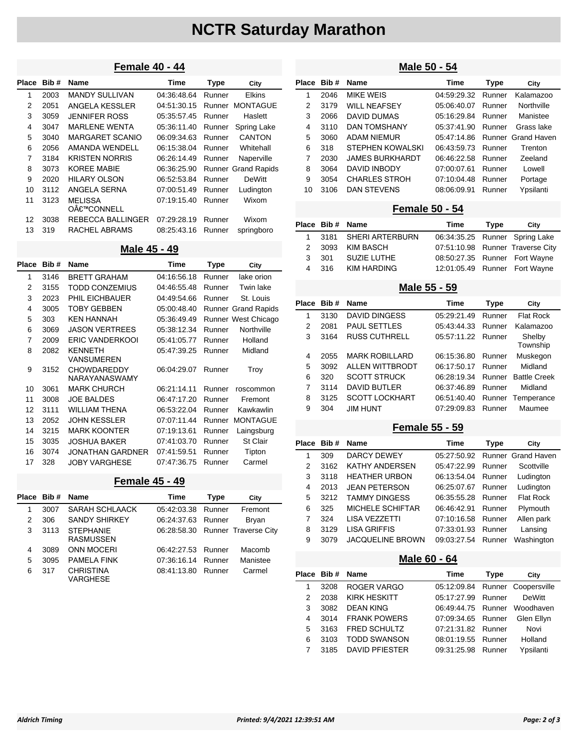# NCTR Saturday Marathon

## Female 40 - 44

| Place | Bib # | Name | Time | Type | City |
|---|---|---|---|---|---|
| 1 | 2003 | MANDY SULLIVAN | 04:36:48.64 | Runner | Elkins |
| 2 | 2051 | ANGELA KESSLER | 04:51:30.15 | Runner | MONTAGUE |
| 3 | 3059 | JENNIFER ROSS | 05:35:57.45 | Runner | Haslett |
| 4 | 3047 | MARLENE WENTA | 05:36:11.40 | Runner | Spring Lake |
| 5 | 3040 | MARGARET SCANIO | 06:09:34.63 | Runner | CANTON |
| 6 | 2056 | AMANDA WENDELL | 06:15:38.04 | Runner | Whitehall |
| 7 | 3184 | KRISTEN NORRIS | 06:26:14.49 | Runner | Naperville |
| 8 | 3073 | KOREE MABIE | 06:36:25.90 | Runner | Grand Rapids |
| 9 | 2020 | HILARY OLSON | 06:52:53.84 | Runner | DeWitt |
| 10 | 3112 | ANGELA SERNA | 07:00:51.49 | Runner | Ludington |
| 11 | 3123 | MELISSA OÃ€™CONNELL | 07:19:15.40 | Runner | Wixom |
| 12 | 3038 | REBECCA BALLINGER | 07:29:28.19 | Runner | Wixom |
| 13 | 319 | RACHEL ABRAMS | 08:25:43.16 | Runner | springboro |

## Male 45 - 49

| Place | Bib # | Name | Time | Type | City |
|---|---|---|---|---|---|
| 1 | 3146 | BRETT GRAHAM | 04:16:56.18 | Runner | lake orion |
| 2 | 3155 | TODD CONZEMIUS | 04:46:55.48 | Runner | Twin lake |
| 3 | 2023 | PHIL EICHBAUER | 04:49:54.66 | Runner | St. Louis |
| 4 | 3005 | TOBY GEBBEN | 05:00:48.40 | Runner | Grand Rapids |
| 5 | 303 | KEN HANNAH | 05:36:49.49 | Runner | West Chicago |
| 6 | 3069 | JASON VERTREES | 05:38:12.34 | Runner | Northville |
| 7 | 2009 | ERIC VANDERKOOI | 05:41:05.77 | Runner | Holland |
| 8 | 2082 | KENNETH VANSUMEREN | 05:47:39.25 | Runner | Midland |
| 9 | 3152 | CHOWDAREDDY NARAYANASWAMY | 06:04:29.07 | Runner | Troy |
| 10 | 3061 | MARK CHURCH | 06:21:14.11 | Runner | roscommon |
| 11 | 3008 | JOE BALDES | 06:47:17.20 | Runner | Fremont |
| 12 | 3111 | WILLIAM THENA | 06:53:22.04 | Runner | Kawkawlin |
| 13 | 2052 | JOHN KESSLER | 07:07:11.44 | Runner | MONTAGUE |
| 14 | 3215 | MARK KOONTER | 07:19:13.61 | Runner | Laingsburg |
| 15 | 3035 | JOSHUA BAKER | 07:41:03.70 | Runner | St Clair |
| 16 | 3074 | JONATHAN GARDNER | 07:41:59.51 | Runner | Tipton |
| 17 | 328 | JOBY VARGHESE | 07:47:36.75 | Runner | Carmel |

## Female 45 - 49

| Place | Bib # | Name | Time | Type | City |
|---|---|---|---|---|---|
| 1 | 3007 | SARAH SCHLAACK | 05:42:03.38 | Runner | Fremont |
| 2 | 306 | SANDY SHIRKEY | 06:24:37.63 | Runner | Bryan |
| 3 | 3113 | STEPHANIE RASMUSSEN | 06:28:58.30 | Runner | Traverse City |
| 4 | 3089 | ONN MOCERI | 06:42:27.53 | Runner | Macomb |
| 5 | 3095 | PAMELA FINK | 07:36:16.14 | Runner | Manistee |
| 6 | 317 | CHRISTINA VARGHESE | 08:41:13.80 | Runner | Carmel |

## Male 50 - 54

| Place | Bib # | Name | Time | Type | City |
|---|---|---|---|---|---|
| 1 | 2046 | MIKE WEIS | 04:59:29.32 | Runner | Kalamazoo |
| 2 | 3179 | WILL NEAFSEY | 05:06:40.07 | Runner | Northville |
| 3 | 2066 | DAVID DUMAS | 05:16:29.84 | Runner | Manistee |
| 4 | 3110 | DAN TOMSHANY | 05:37:41.90 | Runner | Grass lake |
| 5 | 3060 | ADAM NIEMUR | 05:47:14.86 | Runner | Grand Haven |
| 6 | 318 | STEPHEN KOWALSKI | 06:43:59.73 | Runner | Trenton |
| 7 | 2030 | JAMES BURKHARDT | 06:46:22.58 | Runner | Zeeland |
| 8 | 3064 | DAVID INBODY | 07:00:07.61 | Runner | Lowell |
| 9 | 3054 | CHARLES STROH | 07:10:04.48 | Runner | Portage |
| 10 | 3106 | DAN STEVENS | 08:06:09.91 | Runner | Ypsilanti |

## Female 50 - 54

| Place | Bib # | Name | Time | Type | City |
|---|---|---|---|---|---|
| 1 | 3181 | SHERI ARTERBURN | 06:34:35.25 | Runner | Spring Lake |
| 2 | 3093 | KIM BASCH | 07:51:10.98 | Runner | Traverse City |
| 3 | 301 | SUZIE LUTHE | 08:50:27.35 | Runner | Fort Wayne |
| 4 | 316 | KIM HARDING | 12:01:05.49 | Runner | Fort Wayne |

## Male 55 - 59

| Place | Bib # | Name | Time | Type | City |
|---|---|---|---|---|---|
| 1 | 3130 | DAVID DINGESS | 05:29:21.49 | Runner | Flat Rock |
| 2 | 2081 | PAUL SETTLES | 05:43:44.33 | Runner | Kalamazoo |
| 3 | 3164 | RUSS CUTHRELL | 05:57:11.22 | Runner | Shelby Township |
| 4 | 2055 | MARK ROBILLARD | 06:15:36.80 | Runner | Muskegon |
| 5 | 3092 | ALLEN WITTBRODT | 06:17:50.17 | Runner | Midland |
| 6 | 320 | SCOTT STRUCK | 06:28:19.34 | Runner | Battle Creek |
| 7 | 3114 | DAVID BUTLER | 06:37:46.89 | Runner | Midland |
| 8 | 3125 | SCOTT LOCKHART | 06:51:40.40 | Runner | Temperance |
| 9 | 304 | JIM HUNT | 07:29:09.83 | Runner | Maumee |

## Female 55 - 59

| Place | Bib # | Name | Time | Type | City |
|---|---|---|---|---|---|
| 1 | 309 | DARCY DEWEY | 05:27:50.92 | Runner | Grand Haven |
| 2 | 3162 | KATHY ANDERSEN | 05:47:22.99 | Runner | Scottville |
| 3 | 3118 | HEATHER URBON | 06:13:54.04 | Runner | Ludington |
| 4 | 2013 | JEAN PETERSON | 06:25:07.67 | Runner | Ludington |
| 5 | 3212 | TAMMY DINGESS | 06:35:55.28 | Runner | Flat Rock |
| 6 | 325 | MICHELE SCHIFTAR | 06:46:42.91 | Runner | Plymouth |
| 7 | 324 | LISA VEZZETTI | 07:10:16.58 | Runner | Allen park |
| 8 | 3129 | LISA GRIFFIS | 07:33:01.93 | Runner | Lansing |
| 9 | 3079 | JACQUELINE BROWN | 09:03:27.54 | Runner | Washington |

## Male 60 - 64

| Place | Bib # | Name | Time | Type | City |
|---|---|---|---|---|---|
| 1 | 3208 | ROGER VARGO | 05:12:09.84 | Runner | Coopersville |
| 2 | 2038 | KIRK HESKITT | 05:17:27.99 | Runner | DeWitt |
| 3 | 3082 | DEAN KING | 06:49:44.75 | Runner | Woodhaven |
| 4 | 3014 | FRANK POWERS | 07:09:34.65 | Runner | Glen Ellyn |
| 5 | 3163 | FRED SCHULTZ | 07:21:31.82 | Runner | Novi |
| 6 | 3103 | TODD SWANSON | 08:01:19.55 | Runner | Holland |
| 7 | 3185 | DAVID PFIESTER | 09:31:25.98 | Runner | Ypsilanti |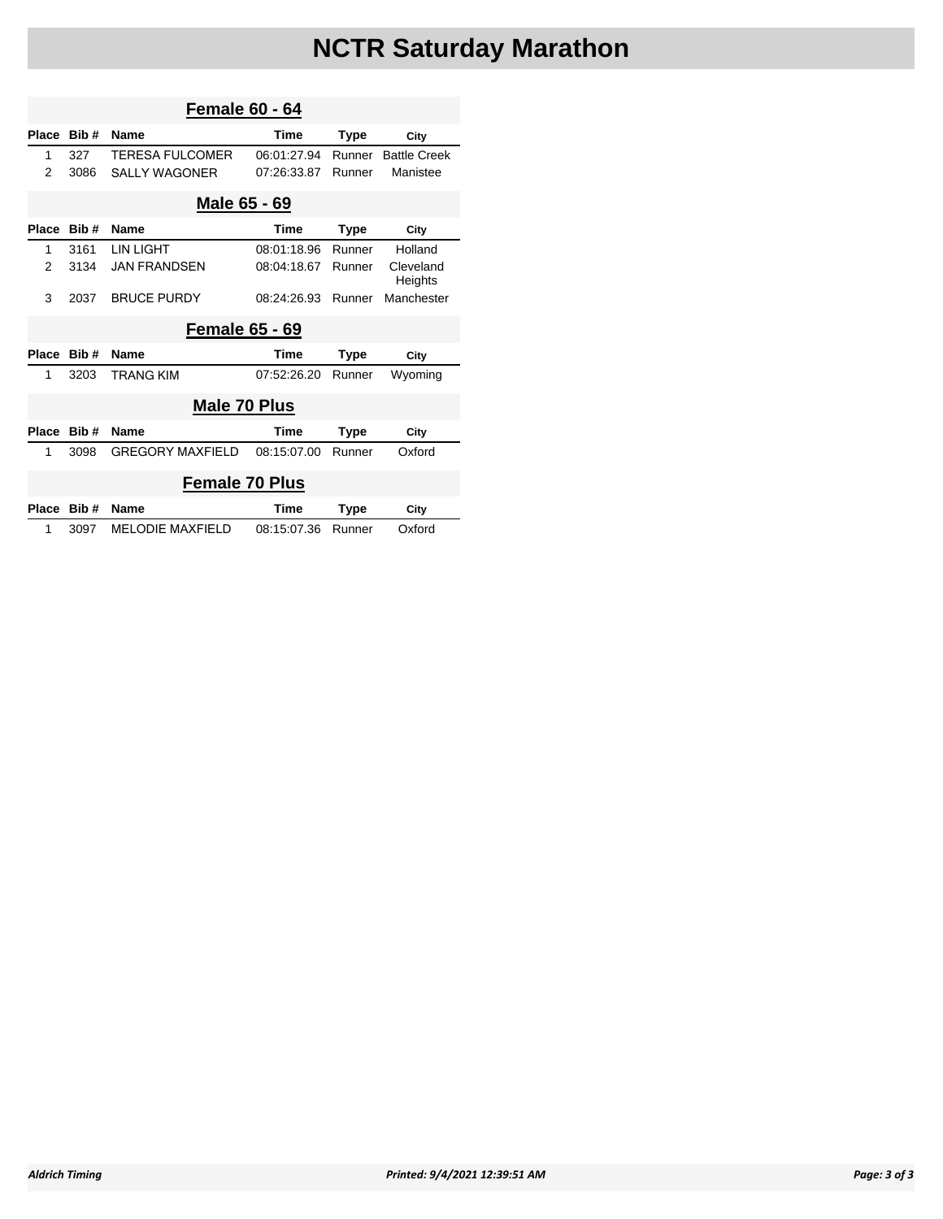# NCTR Saturday Marathon

## Female 60 - 64

| Place | Bib # | Name | Time | Type | City |
|---|---|---|---|---|---|
| 1 | 327 | TERESA FULCOMER | 06:01:27.94 | Runner | Battle Creek |
| 2 | 3086 | SALLY WAGONER | 07:26:33.87 | Runner | Manistee |

## Male 65 - 69

| Place | Bib # | Name | Time | Type | City |
|---|---|---|---|---|---|
| 1 | 3161 | LIN LIGHT | 08:01:18.96 | Runner | Holland |
| 2 | 3134 | JAN FRANDSEN | 08:04:18.67 | Runner | Cleveland Heights |
| 3 | 2037 | BRUCE PURDY | 08:24:26.93 | Runner | Manchester |

## Female 65 - 69

| Place | Bib # | Name | Time | Type | City |
|---|---|---|---|---|---|
| 1 | 3203 | TRANG KIM | 07:52:26.20 | Runner | Wyoming |

## Male 70 Plus

| Place | Bib # | Name | Time | Type | City |
|---|---|---|---|---|---|
| 1 | 3098 | GREGORY MAXFIELD | 08:15:07.00 | Runner | Oxford |

## Female 70 Plus

| Place | Bib # | Name | Time | Type | City |
|---|---|---|---|---|---|
| 1 | 3097 | MELODIE MAXFIELD | 08:15:07.36 | Runner | Oxford |